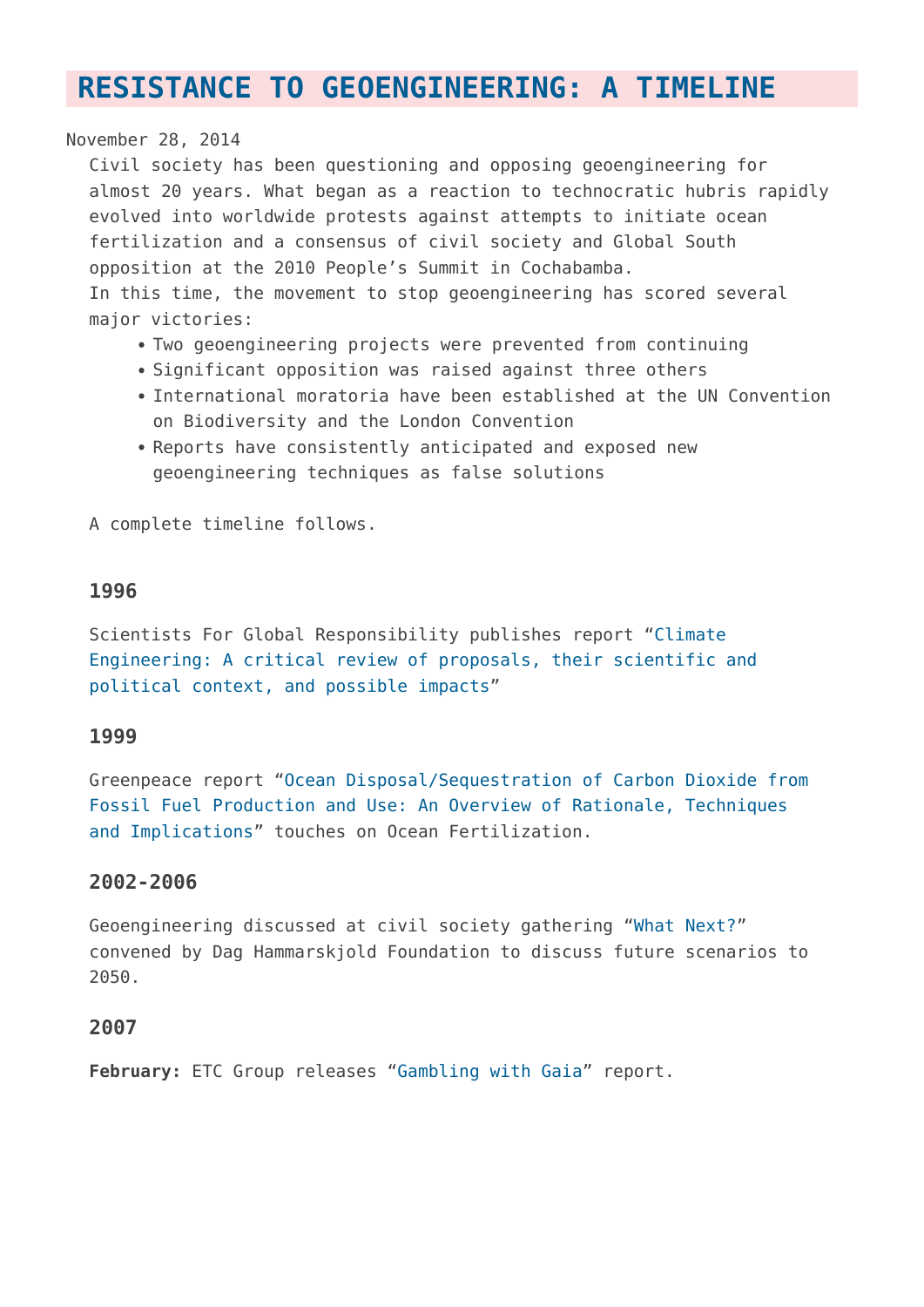# RESISTANCE TO GEOENGINEERING: A TIMELINE

November 28, 2014

Civil society has been questioning and opposing geoengineering for almost 20 years. What began as a reaction to technocratic hubris rapidly evolved into worldwide protests against attempts to initiate ocean fertilization and a consensus of civil society and Global South opposition at the 2010 People's Summit in Cochabamba.

In this time, the movement to stop geoengineering has scored several major victories:

- Two geoengineering projects were prevented from continuing
- Significant opposition was raised against three others
- International moratoria have been established at the UN Convention on Biodiversity and the London Convention
- Reports have consistently anticipated and exposed new geoengineering techniques as false solutions

A complete timeline follows.

### 1996

Scientists For Global Responsibility publishes report "Climate Engineering: A critical review of proposals, their scientific and political context, and possible impacts"

### 1999

Greenpeace report "Ocean Disposal/Sequestration of Carbon Dioxide from Fossil Fuel Production and Use: An Overview of Rationale, Techniques and Implications" touches on Ocean Fertilization.

### 2002-2006

Geoengineering discussed at civil society gathering "What Next?" convened by Dag Hammarskjold Foundation to discuss future scenarios to 2050.

### 2007

**February:** ETC Group releases "Gambling with Gaia" report.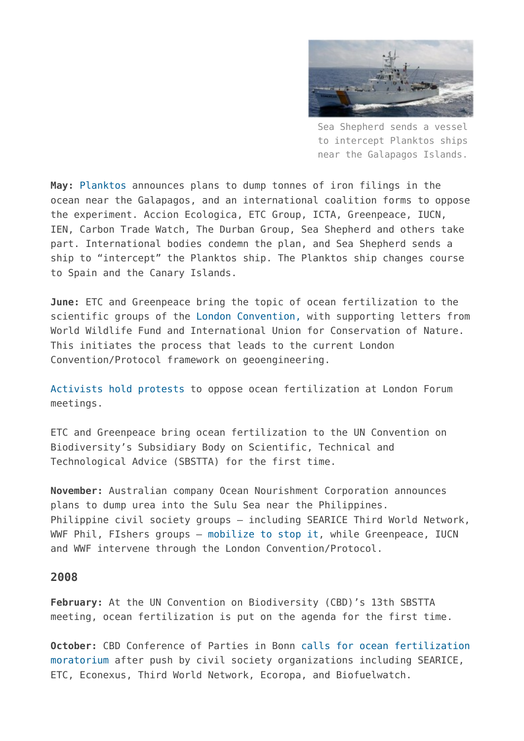Sea Shepherd sends a vessel to intercept Planktos ships near the Galapagos Islands.

**May:** Planktos announces plans to dump tonnes of iron filings in the ocean near the Galapagos, and an international coalition forms to oppose the experiment. Accion Ecologica, ETC Group, ICTA, Greenpeace, IUCN, IEN, Carbon Trade Watch, The Durban Group, Sea Shepherd and others take part. International bodies condemn the plan, and Sea Shepherd sends a ship to "intercept" the Planktos ship. The Planktos ship changes course to Spain and the Canary Islands.

**June:** ETC and Greenpeace bring the topic of ocean fertilization to the scientific groups of the London Convention, with supporting letters from World Wildlife Fund and International Union for Conservation of Nature. This initiates the process that leads to the current London Convention/Protocol framework on geoengineering.

Activists hold protests to oppose ocean fertilization at London Forum meetings.

ETC and Greenpeace bring ocean fertilization to the UN Convention on Biodiversity's Subsidiary Body on Scientific, Technical and Technological Advice (SBSTTA) for the first time.

**November:** Australian company Ocean Nourishment Corporation announces plans to dump urea into the Sulu Sea near the Philippines. Philippine civil society groups – including SEARICE Third World Network, WWF Phil, FIshers groups – mobilize to stop it, while Greenpeace, IUCN and WWF intervene through the London Convention/Protocol.

## 2008

**February:** At the UN Convention on Biodiversity (CBD)'s 13th SBSTTA meeting, ocean fertilization is put on the agenda for the first time.

**October:** CBD Conference of Parties in Bonn calls for ocean fertilization moratorium after push by civil society organizations including SEARICE, ETC, Econexus, Third World Network, Ecoropa, and Biofuelwatch.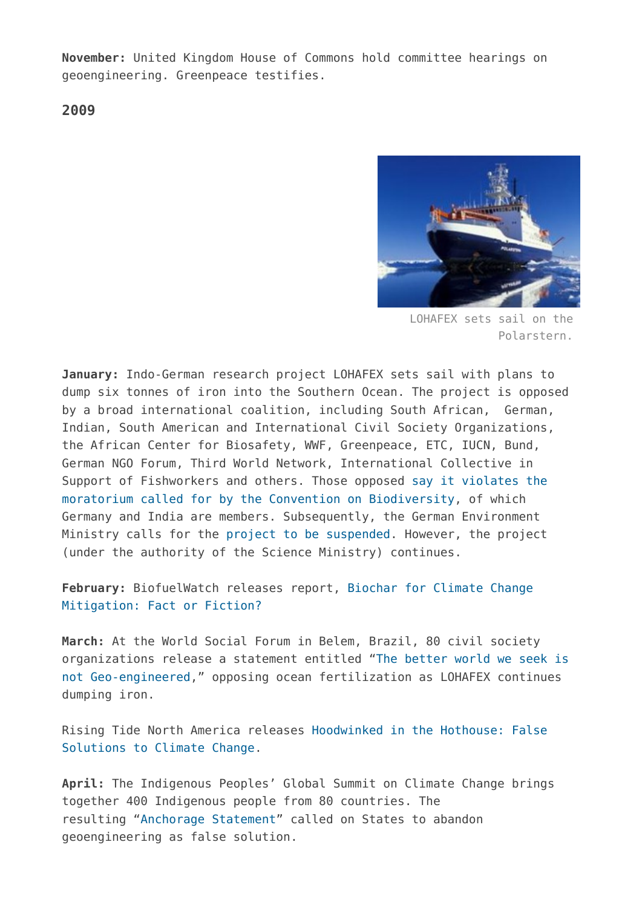**November:** United Kingdom House of Commons hold committee hearings on geoengineering. Greenpeace testifies.

### 2009

LOHAFEX sets sail on the Polarstern.

**January:** Indo-German research project LOHAFEX sets sail with plans to dump six tonnes of iron into the Southern Ocean. The project is opposed by a broad international coalition, including South African, German, Indian, South American and International Civil Society Organizations, the African Center for Biosafety, WWF, Greenpeace, ETC, IUCN, Bund, German NGO Forum, Third World Network, International Collective in Support of Fishworkers and others. Those opposed say it violates the moratorium called for by the Convention on Biodiversity, of which Germany and India are members. Subsequently, the German Environment Ministry calls for the project to be suspended. However, the project (under the authority of the Science Ministry) continues.

**February:** BiofuelWatch releases report, Biochar for Climate Change Mitigation: Fact or Fiction?

**March:** At the World Social Forum in Belem, Brazil, 80 civil society organizations release a statement entitled "The better world we seek is not Geo-engineered," opposing ocean fertilization as LOHAFEX continues dumping iron.

Rising Tide North America releases Hoodwinked in the Hothouse: False Solutions to Climate Change.

**April:** The Indigenous Peoples' Global Summit on Climate Change brings together 400 Indigenous people from 80 countries. The resulting "Anchorage Statement" called on States to abandon geoengineering as false solution.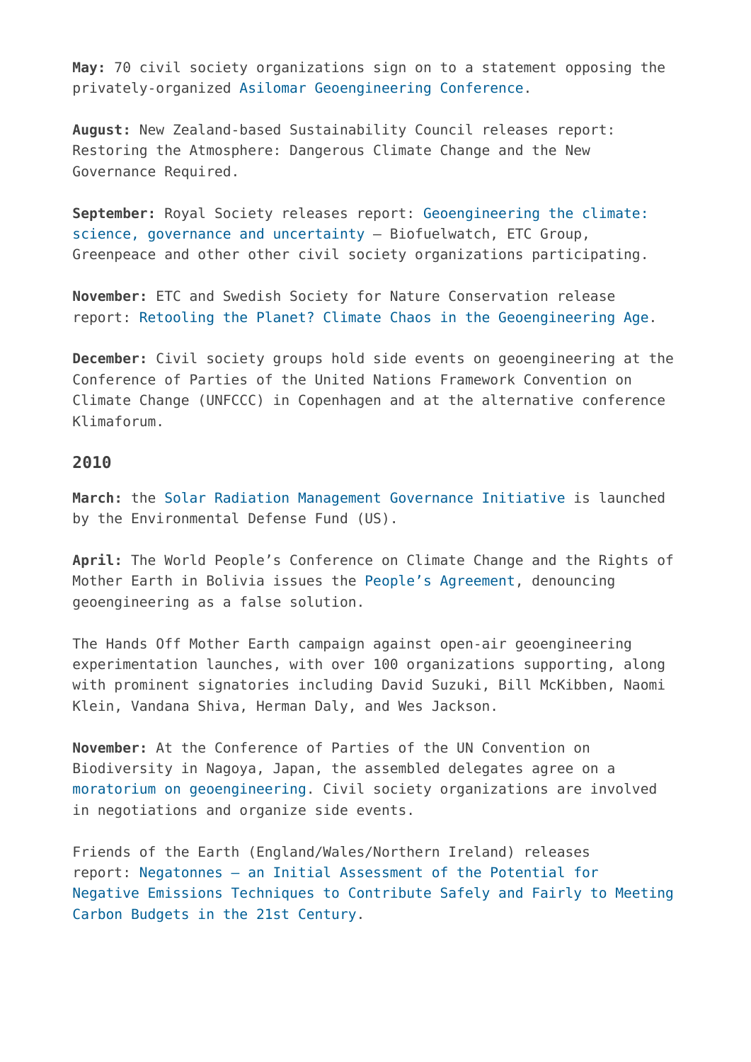**May:** 70 civil society organizations sign on to a statement opposing the privately-organized Asilomar Geoengineering Conference.

**August:** New Zealand-based Sustainability Council releases report: Restoring the Atmosphere: Dangerous Climate Change and the New Governance Required.

**September:** Royal Society releases report: Geoengineering the climate: science, governance and uncertainty – Biofuelwatch, ETC Group, Greenpeace and other other civil society organizations participating.

**November:** ETC and Swedish Society for Nature Conservation release report: Retooling the Planet? Climate Chaos in the Geoengineering Age.

**December:** Civil society groups hold side events on geoengineering at the Conference of Parties of the United Nations Framework Convention on Climate Change (UNFCCC) in Copenhagen and at the alternative conference Klimaforum.

## 2010

**March:** the Solar Radiation Management Governance Initiative is launched by the Environmental Defense Fund (US).

**April:** The World People's Conference on Climate Change and the Rights of Mother Earth in Bolivia issues the People's Agreement, denouncing geoengineering as a false solution.

The Hands Off Mother Earth campaign against open-air geoengineering experimentation launches, with over 100 organizations supporting, along with prominent signatories including David Suzuki, Bill McKibben, Naomi Klein, Vandana Shiva, Herman Daly, and Wes Jackson.

**November:** At the Conference of Parties of the UN Convention on Biodiversity in Nagoya, Japan, the assembled delegates agree on a moratorium on geoengineering. Civil society organizations are involved in negotiations and organize side events.

Friends of the Earth (England/Wales/Northern Ireland) releases report: Negatonnes – an Initial Assessment of the Potential for Negative Emissions Techniques to Contribute Safely and Fairly to Meeting Carbon Budgets in the 21st Century.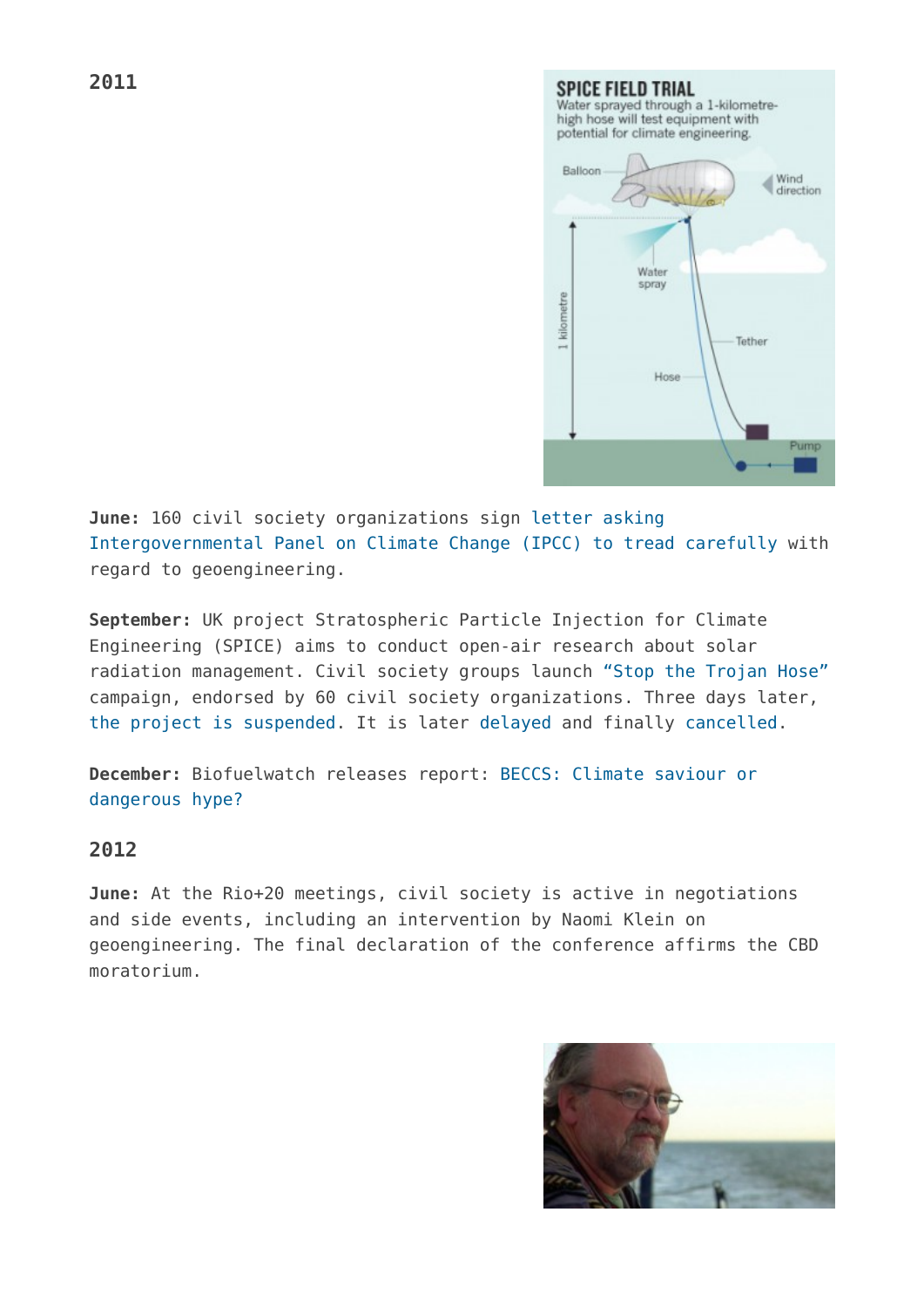## 2011

**June:** 160 civil society organizations sign letter asking Intergovernmental Panel on Climate Change (IPCC) to tread carefully with regard to geoengineering.

**September:** UK project Stratospheric Particle Injection for Climate Engineering (SPICE) aims to conduct open-air research about solar radiation management. Civil society groups launch "Stop the Trojan Hose" campaign, endorsed by 60 civil society organizations. Three days later, the project is suspended. It is later delayed and finally cancelled.

**December:** Biofuelwatch releases report: BECCS: Climate saviour or dangerous hype?

## 2012

**June:** At the Rio+20 meetings, civil society is active in negotiations and side events, including an intervention by Naomi Klein on geoengineering. The final declaration of the conference affirms the CBD moratorium.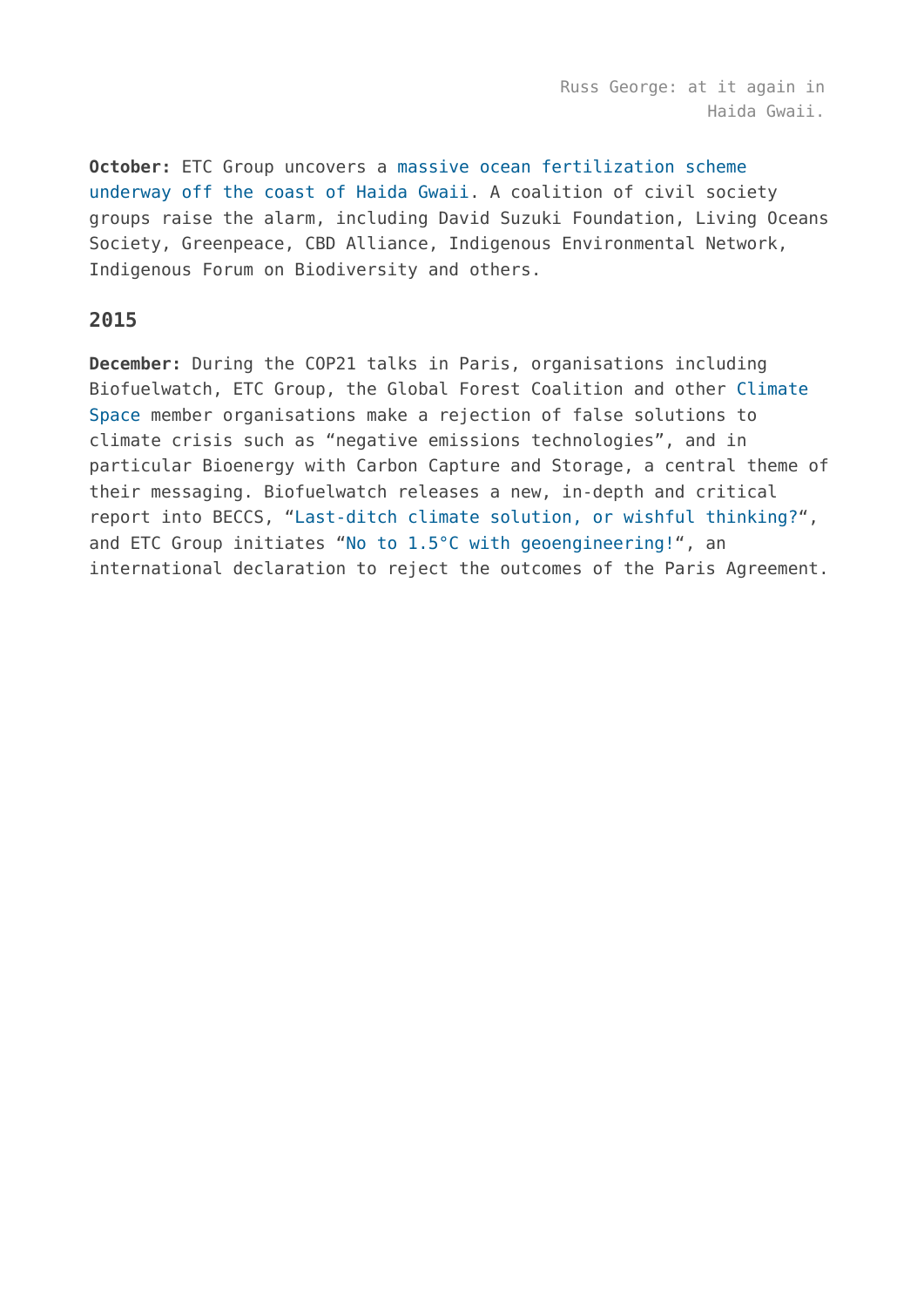Russ George: at it again in Haida Gwaii.

**October:** ETC Group uncovers a massive ocean fertilization scheme underway off the coast of Haida Gwaii. A coalition of civil society groups raise the alarm, including David Suzuki Foundation, Living Oceans Society, Greenpeace, CBD Alliance, Indigenous Environmental Network, Indigenous Forum on Biodiversity and others.

## 2015

**December:** During the COP21 talks in Paris, organisations including Biofuelwatch, ETC Group, the Global Forest Coalition and other Climate Space member organisations make a rejection of false solutions to climate crisis such as "negative emissions technologies", and in particular Bioenergy with Carbon Capture and Storage, a central theme of their messaging. Biofuelwatch releases a new, in-depth and critical report into BECCS, "Last-ditch climate solution, or wishful thinking?", and ETC Group initiates "No to 1.5°C with geoengineering!", an international declaration to reject the outcomes of the Paris Agreement.